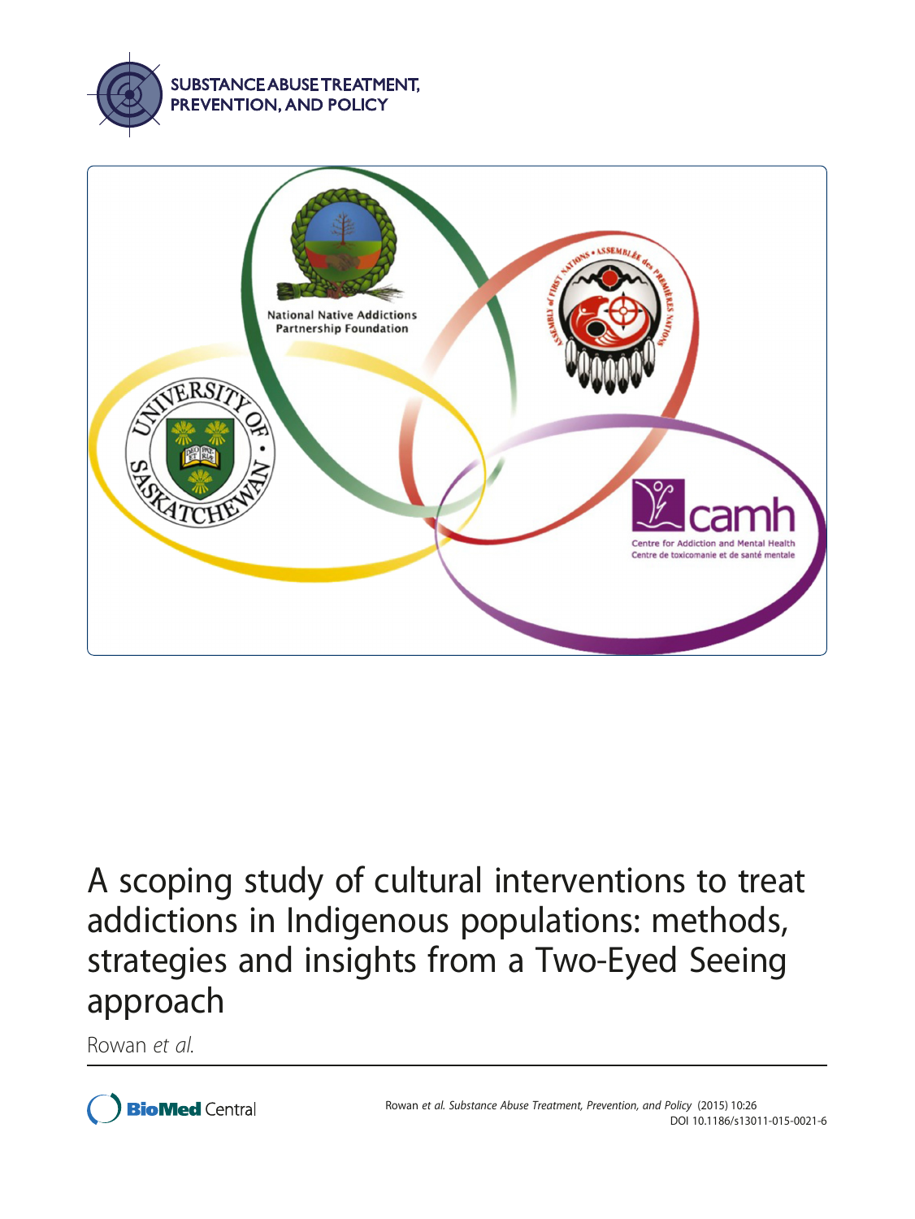# A scoping study of cultural interventions to treat addictions in Indigenous populations: methods, strategies and insights from a Two-Eyed Seeing approach

Rowan *et al.*

Rowan *et al. Substance Abuse Treatment, Prevention, and Policy* (2015) 10:26
DOI 10.1186/s13011-015-0021-6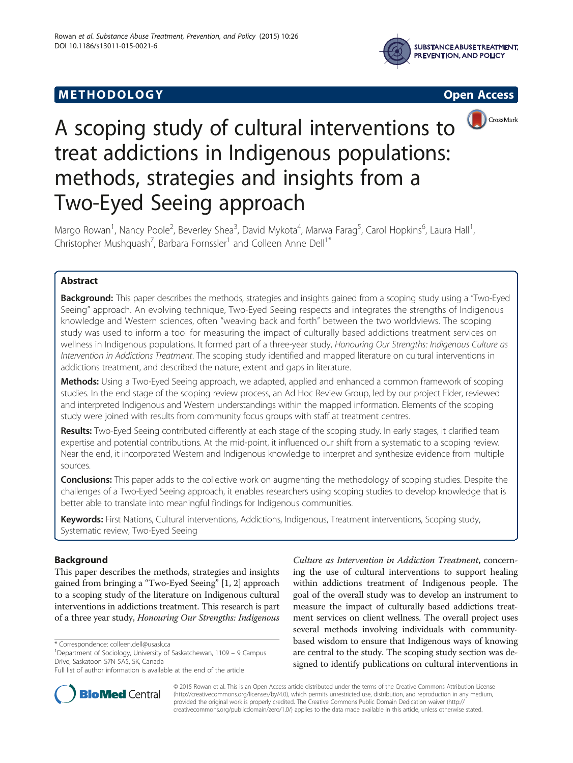# A scoping study of cultural interventions to treat addictions in Indigenous populations: methods, strategies and insights from a Two-Eyed Seeing approach

Margo Rowan[1], Nancy Poole[2], Beverley Shea[3], David Mykota[4], Marwa Farag[5], Carol Hopkins[6], Laura Hall[1], Christopher Mushquash[7], Barbara Fornssler[1] and Colleen Anne Dell[1*]

## Abstract

**Background:** This paper describes the methods, strategies and insights gained from a scoping study using a "Two-Eyed Seeing" approach. An evolving technique, Two-Eyed Seeing respects and integrates the strengths of Indigenous knowledge and Western sciences, often "weaving back and forth" between the two worldviews. The scoping study was used to inform a tool for measuring the impact of culturally based addictions treatment services on wellness in Indigenous populations. It formed part of a three-year study, *Honouring Our Strengths: Indigenous Culture as Intervention in Addictions Treatment*. The scoping study identified and mapped literature on cultural interventions in addictions treatment, and described the nature, extent and gaps in literature.

**Methods:** Using a Two-Eyed Seeing approach, we adapted, applied and enhanced a common framework of scoping studies. In the end stage of the scoping review process, an Ad Hoc Review Group, led by our project Elder, reviewed and interpreted Indigenous and Western understandings within the mapped information. Elements of the scoping study were joined with results from community focus groups with staff at treatment centres.

**Results:** Two-Eyed Seeing contributed differently at each stage of the scoping study. In early stages, it clarified team expertise and potential contributions. At the mid-point, it influenced our shift from a systematic to a scoping review. Near the end, it incorporated Western and Indigenous knowledge to interpret and synthesize evidence from multiple sources.

**Conclusions:** This paper adds to the collective work on augmenting the methodology of scoping studies. Despite the challenges of a Two-Eyed Seeing approach, it enables researchers using scoping studies to develop knowledge that is better able to translate into meaningful findings for Indigenous communities.

**Keywords:** First Nations, Cultural interventions, Addictions, Indigenous, Treatment interventions, Scoping study, Systematic review, Two-Eyed Seeing

## Background

This paper describes the methods, strategies and insights gained from bringing a "Two-Eyed Seeing" [1, 2] approach to a scoping study of the literature on Indigenous cultural interventions in addictions treatment. This research is part of a three year study, *Honouring Our Strengths: Indigenous Culture as Intervention in Addiction Treatment*, concerning the use of cultural interventions to support healing within addictions treatment of Indigenous people. The goal of the overall study was to develop an instrument to measure the impact of culturally based addictions treatment services on client wellness. The overall project uses several methods involving individuals with community-based wisdom to ensure that Indigenous ways of knowing are central to the study. The scoping study section was designed to identify publications on cultural interventions in

\* Correspondence: colleen.dell@usask.ca
[1]Department of Sociology, University of Saskatchewan, 1109 – 9 Campus Drive, Saskatoon S7N 5A5, SK, Canada
Full list of author information is available at the end of the article

© 2015 Rowan et al. This is an Open Access article distributed under the terms of the Creative Commons Attribution License (http://creativecommons.org/licenses/by/4.0), which permits unrestricted use, distribution, and reproduction in any medium, provided the original work is properly credited. The Creative Commons Public Domain Dedication waiver (http://creativecommons.org/publicdomain/zero/1.0/) applies to the data made available in this article, unless otherwise stated.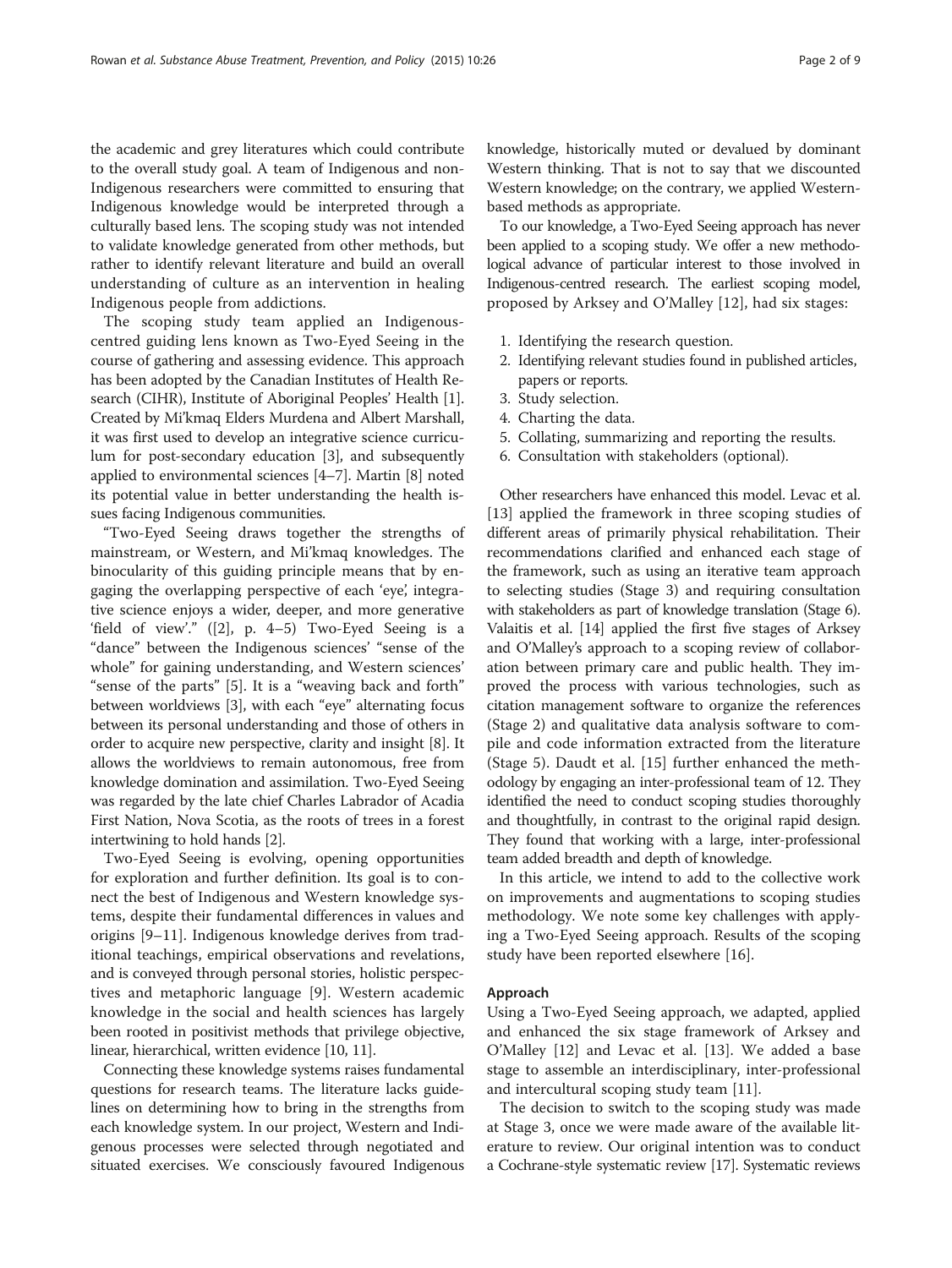the academic and grey literatures which could contribute to the overall study goal. A team of Indigenous and non-Indigenous researchers were committed to ensuring that Indigenous knowledge would be interpreted through a culturally based lens. The scoping study was not intended to validate knowledge generated from other methods, but rather to identify relevant literature and build an overall understanding of culture as an intervention in healing Indigenous people from addictions.

The scoping study team applied an Indigenous-centred guiding lens known as Two-Eyed Seeing in the course of gathering and assessing evidence. This approach has been adopted by the Canadian Institutes of Health Research (CIHR), Institute of Aboriginal Peoples' Health [1]. Created by Mi'kmaq Elders Murdena and Albert Marshall, it was first used to develop an integrative science curriculum for post-secondary education [3], and subsequently applied to environmental sciences [4–7]. Martin [8] noted its potential value in better understanding the health issues facing Indigenous communities.

"Two-Eyed Seeing draws together the strengths of mainstream, or Western, and Mi'kmaq knowledges. The binocularity of this guiding principle means that by engaging the overlapping perspective of each 'eye', integrative science enjoys a wider, deeper, and more generative 'field of view'." ([2], p. 4–5) Two-Eyed Seeing is a "dance" between the Indigenous sciences' "sense of the whole" for gaining understanding, and Western sciences' "sense of the parts" [5]. It is a "weaving back and forth" between worldviews [3], with each "eye" alternating focus between its personal understanding and those of others in order to acquire new perspective, clarity and insight [8]. It allows the worldviews to remain autonomous, free from knowledge domination and assimilation. Two-Eyed Seeing was regarded by the late chief Charles Labrador of Acadia First Nation, Nova Scotia, as the roots of trees in a forest intertwining to hold hands [2].

Two-Eyed Seeing is evolving, opening opportunities for exploration and further definition. Its goal is to connect the best of Indigenous and Western knowledge systems, despite their fundamental differences in values and origins [9–11]. Indigenous knowledge derives from traditional teachings, empirical observations and revelations, and is conveyed through personal stories, holistic perspectives and metaphoric language [9]. Western academic knowledge in the social and health sciences has largely been rooted in positivist methods that privilege objective, linear, hierarchical, written evidence [10, 11].

Connecting these knowledge systems raises fundamental questions for research teams. The literature lacks guidelines on determining how to bring in the strengths from each knowledge system. In our project, Western and Indigenous processes were selected through negotiated and situated exercises. We consciously favoured Indigenous knowledge, historically muted or devalued by dominant Western thinking. That is not to say that we discounted Western knowledge; on the contrary, we applied Western-based methods as appropriate.

To our knowledge, a Two-Eyed Seeing approach has never been applied to a scoping study. We offer a new methodological advance of particular interest to those involved in Indigenous-centred research. The earliest scoping model, proposed by Arksey and O'Malley [12], had six stages:

1. Identifying the research question.
2. Identifying relevant studies found in published articles, papers or reports.
3. Study selection.
4. Charting the data.
5. Collating, summarizing and reporting the results.
6. Consultation with stakeholders (optional).

Other researchers have enhanced this model. Levac et al. [13] applied the framework in three scoping studies of different areas of primarily physical rehabilitation. Their recommendations clarified and enhanced each stage of the framework, such as using an iterative team approach to selecting studies (Stage 3) and requiring consultation with stakeholders as part of knowledge translation (Stage 6). Valaitis et al. [14] applied the first five stages of Arksey and O'Malley's approach to a scoping review of collaboration between primary care and public health. They improved the process with various technologies, such as citation management software to organize the references (Stage 2) and qualitative data analysis software to compile and code information extracted from the literature (Stage 5). Daudt et al. [15] further enhanced the methodology by engaging an inter-professional team of 12. They identified the need to conduct scoping studies thoroughly and thoughtfully, in contrast to the original rapid design. They found that working with a large, inter-professional team added breadth and depth of knowledge.

In this article, we intend to add to the collective work on improvements and augmentations to scoping studies methodology. We note some key challenges with applying a Two-Eyed Seeing approach. Results of the scoping study have been reported elsewhere [16].

## Approach

Using a Two-Eyed Seeing approach, we adapted, applied and enhanced the six stage framework of Arksey and O'Malley [12] and Levac et al. [13]. We added a base stage to assemble an interdisciplinary, inter-professional and intercultural scoping study team [11].

The decision to switch to the scoping study was made at Stage 3, once we were made aware of the available literature to review. Our original intention was to conduct a Cochrane-style systematic review [17]. Systematic reviews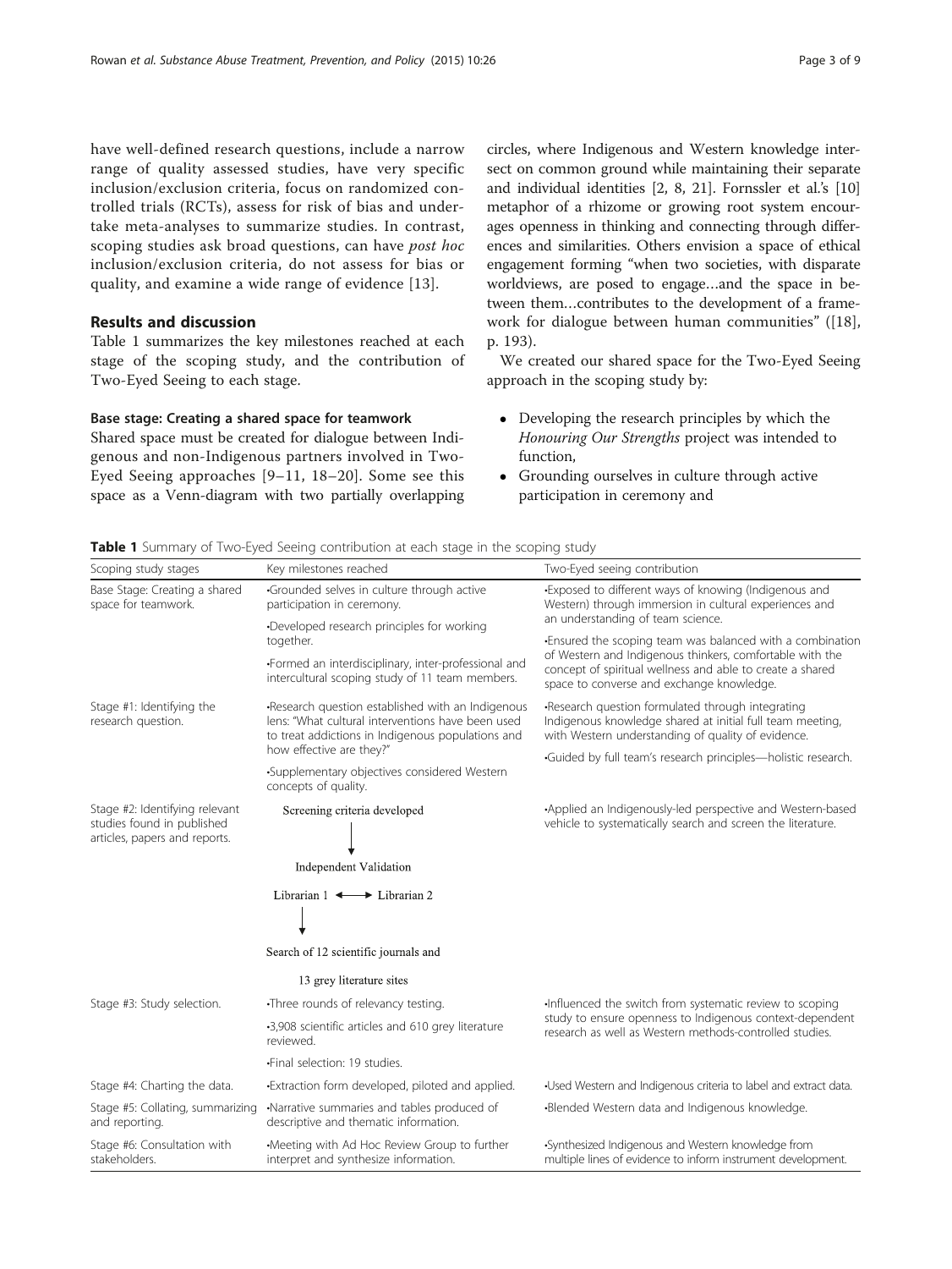have well-defined research questions, include a narrow range of quality assessed studies, have very specific inclusion/exclusion criteria, focus on randomized controlled trials (RCTs), assess for risk of bias and undertake meta-analyses to summarize studies. In contrast, scoping studies ask broad questions, can have *post hoc* inclusion/exclusion criteria, do not assess for bias or quality, and examine a wide range of evidence [13].

## Results and discussion

Table 1 summarizes the key milestones reached at each stage of the scoping study, and the contribution of Two-Eyed Seeing to each stage.

### Base stage: Creating a shared space for teamwork

Shared space must be created for dialogue between Indigenous and non-Indigenous partners involved in Two-Eyed Seeing approaches [9–11, 18–20]. Some see this space as a Venn-diagram with two partially overlapping circles, where Indigenous and Western knowledge intersect on common ground while maintaining their separate and individual identities [2, 8, 21]. Fornssler et al.'s [10] metaphor of a rhizome or growing root system encourages openness in thinking and connecting through differences and similarities. Others envision a space of ethical engagement forming "when two societies, with disparate worldviews, are posed to engage…and the space in between them…contributes to the development of a framework for dialogue between human communities" ([18], p. 193).

We created our shared space for the Two-Eyed Seeing approach in the scoping study by:

- Developing the research principles by which the *Honouring Our Strengths* project was intended to function,
- Grounding ourselves in culture through active participation in ceremony and

**Table 1** Summary of Two-Eyed Seeing contribution at each stage in the scoping study

| Scoping study stages | Key milestones reached | Two-Eyed seeing contribution |
|---|---|---|
| Base Stage: Creating a shared space for teamwork. | •Grounded selves in culture through active participation in ceremony. •Developed research principles for working together. •Formed an interdisciplinary, inter-professional and intercultural scoping study of 11 team members. | •Exposed to different ways of knowing (Indigenous and Western) through immersion in cultural experiences and an understanding of team science. •Ensured the scoping team was balanced with a combination of Western and Indigenous thinkers, comfortable with the concept of spiritual wellness and able to create a shared space to converse and exchange knowledge. |
| Stage #1: Identifying the research question. | •Research question established with an Indigenous lens: "What cultural interventions have been used to treat addictions in Indigenous populations and how effective are they?" •Supplementary objectives considered Western concepts of quality. | •Research question formulated through integrating Indigenous knowledge shared at initial full team meeting, with Western understanding of quality of evidence. •Guided by full team's research principles—holistic research. |
| Stage #2: Identifying relevant studies found in published articles, papers and reports. | Screening criteria developed → Independent Validation: Librarian 1 ⟷ Librarian 2 → Search of 12 scientific journals and 13 grey literature sites | •Applied an Indigenously-led perspective and Western-based vehicle to systematically search and screen the literature. |
| Stage #3: Study selection. | •Three rounds of relevancy testing. •3,908 scientific articles and 610 grey literature reviewed. •Final selection: 19 studies. | •Influenced the switch from systematic review to scoping study to ensure openness to Indigenous context-dependent research as well as Western methods-controlled studies. |
| Stage #4: Charting the data. | •Extraction form developed, piloted and applied. | •Used Western and Indigenous criteria to label and extract data. |
| Stage #5: Collating, summarizing and reporting. | •Narrative summaries and tables produced of descriptive and thematic information. | •Blended Western data and Indigenous knowledge. |
| Stage #6: Consultation with stakeholders. | •Meeting with Ad Hoc Review Group to further interpret and synthesize information. | •Synthesized Indigenous and Western knowledge from multiple lines of evidence to inform instrument development. |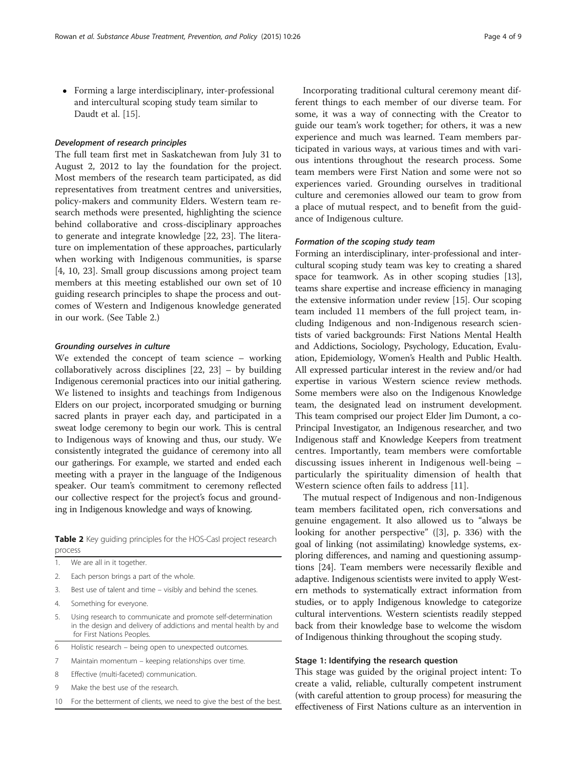- Forming a large interdisciplinary, inter-professional and intercultural scoping study team similar to Daudt et al. [15].

#### *Development of research principles*

The full team first met in Saskatchewan from July 31 to August 2, 2012 to lay the foundation for the project. Most members of the research team participated, as did representatives from treatment centres and universities, policy-makers and community Elders. Western team research methods were presented, highlighting the science behind collaborative and cross-disciplinary approaches to generate and integrate knowledge [22, 23]. The literature on implementation of these approaches, particularly when working with Indigenous communities, is sparse [4, 10, 23]. Small group discussions among project team members at this meeting established our own set of 10 guiding research principles to shape the process and outcomes of Western and Indigenous knowledge generated in our work. (See Table 2.)

#### *Grounding ourselves in culture*

We extended the concept of team science – working collaboratively across disciplines [22, 23] – by building Indigenous ceremonial practices into our initial gathering. We listened to insights and teachings from Indigenous Elders on our project, incorporated smudging or burning sacred plants in prayer each day, and participated in a sweat lodge ceremony to begin our work. This is central to Indigenous ways of knowing and thus, our study. We consistently integrated the guidance of ceremony into all our gatherings. For example, we started and ended each meeting with a prayer in the language of the Indigenous speaker. Our team's commitment to ceremony reflected our collective respect for the project's focus and grounding in Indigenous knowledge and ways of knowing.

**Table 2** Key guiding principles for the HOS-CasI project research process

| | |
|---|---|
| 1. | We are all in it together. |
| 2. | Each person brings a part of the whole. |
| 3. | Best use of talent and time – visibly and behind the scenes. |
| 4. | Something for everyone. |
| 5. | Using research to communicate and promote self-determination in the design and delivery of addictions and mental health by and for First Nations Peoples. |
| 6 | Holistic research – being open to unexpected outcomes. |
| 7 | Maintain momentum – keeping relationships over time. |
| 8 | Effective (multi-faceted) communication. |
| 9 | Make the best use of the research. |
| 10 | For the betterment of clients, we need to give the best of the best. |

Incorporating traditional cultural ceremony meant different things to each member of our diverse team. For some, it was a way of connecting with the Creator to guide our team's work together; for others, it was a new experience and much was learned. Team members participated in various ways, at various times and with various intentions throughout the research process. Some team members were First Nation and some were not so experiences varied. Grounding ourselves in traditional culture and ceremonies allowed our team to grow from a place of mutual respect, and to benefit from the guidance of Indigenous culture.

#### *Formation of the scoping study team*

Forming an interdisciplinary, inter-professional and intercultural scoping study team was key to creating a shared space for teamwork. As in other scoping studies [13], teams share expertise and increase efficiency in managing the extensive information under review [15]. Our scoping team included 11 members of the full project team, including Indigenous and non-Indigenous research scientists of varied backgrounds: First Nations Mental Health and Addictions, Sociology, Psychology, Education, Evaluation, Epidemiology, Women's Health and Public Health. All expressed particular interest in the review and/or had expertise in various Western science review methods. Some members were also on the Indigenous Knowledge team, the designated lead on instrument development. This team comprised our project Elder Jim Dumont, a co-Principal Investigator, an Indigenous researcher, and two Indigenous staff and Knowledge Keepers from treatment centres. Importantly, team members were comfortable discussing issues inherent in Indigenous well-being – particularly the spirituality dimension of health that Western science often fails to address [11].

The mutual respect of Indigenous and non-Indigenous team members facilitated open, rich conversations and genuine engagement. It also allowed us to "always be looking for another perspective" ([3], p. 336) with the goal of linking (not assimilating) knowledge systems, exploring differences, and naming and questioning assumptions [24]. Team members were necessarily flexible and adaptive. Indigenous scientists were invited to apply Western methods to systematically extract information from studies, or to apply Indigenous knowledge to categorize cultural interventions. Western scientists readily stepped back from their knowledge base to welcome the wisdom of Indigenous thinking throughout the scoping study.

### Stage 1: Identifying the research question

This stage was guided by the original project intent: To create a valid, reliable, culturally competent instrument (with careful attention to group process) for measuring the effectiveness of First Nations culture as an intervention in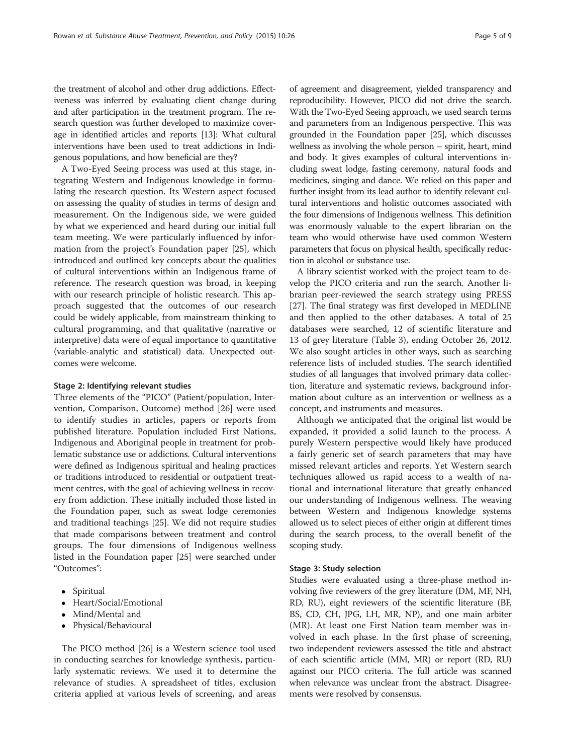the treatment of alcohol and other drug addictions. Effectiveness was inferred by evaluating client change during and after participation in the treatment program. The research question was further developed to maximize coverage in identified articles and reports [13]: What cultural interventions have been used to treat addictions in Indigenous populations, and how beneficial are they?

A Two-Eyed Seeing process was used at this stage, integrating Western and Indigenous knowledge in formulating the research question. Its Western aspect focused on assessing the quality of studies in terms of design and measurement. On the Indigenous side, we were guided by what we experienced and heard during our initial full team meeting. We were particularly influenced by information from the project's Foundation paper [25], which introduced and outlined key concepts about the qualities of cultural interventions within an Indigenous frame of reference. The research question was broad, in keeping with our research principle of holistic research. This approach suggested that the outcomes of our research could be widely applicable, from mainstream thinking to cultural programming, and that qualitative (narrative or interpretive) data were of equal importance to quantitative (variable-analytic and statistical) data. Unexpected outcomes were welcome.

### Stage 2: Identifying relevant studies

Three elements of the "PICO" (Patient/population, Intervention, Comparison, Outcome) method [26] were used to identify studies in articles, papers or reports from published literature. Population included First Nations, Indigenous and Aboriginal people in treatment for problematic substance use or addictions. Cultural interventions were defined as Indigenous spiritual and healing practices or traditions introduced to residential or outpatient treatment centres, with the goal of achieving wellness in recovery from addiction. These initially included those listed in the Foundation paper, such as sweat lodge ceremonies and traditional teachings [25]. We did not require studies that made comparisons between treatment and control groups. The four dimensions of Indigenous wellness listed in the Foundation paper [25] were searched under "Outcomes":

- Spiritual
- Heart/Social/Emotional
- Mind/Mental and
- Physical/Behavioural

The PICO method [26] is a Western science tool used in conducting searches for knowledge synthesis, particularly systematic reviews. We used it to determine the relevance of studies. A spreadsheet of titles, exclusion criteria applied at various levels of screening, and areas of agreement and disagreement, yielded transparency and reproducibility. However, PICO did not drive the search. With the Two-Eyed Seeing approach, we used search terms and parameters from an Indigenous perspective. This was grounded in the Foundation paper [25], which discusses wellness as involving the whole person – spirit, heart, mind and body. It gives examples of cultural interventions including sweat lodge, fasting ceremony, natural foods and medicines, singing and dance. We relied on this paper and further insight from its lead author to identify relevant cultural interventions and holistic outcomes associated with the four dimensions of Indigenous wellness. This definition was enormously valuable to the expert librarian on the team who would otherwise have used common Western parameters that focus on physical health, specifically reduction in alcohol or substance use.

A library scientist worked with the project team to develop the PICO criteria and run the search. Another librarian peer-reviewed the search strategy using PRESS [27]. The final strategy was first developed in MEDLINE and then applied to the other databases. A total of 25 databases were searched, 12 of scientific literature and 13 of grey literature (Table 3), ending October 26, 2012. We also sought articles in other ways, such as searching reference lists of included studies. The search identified studies of all languages that involved primary data collection, literature and systematic reviews, background information about culture as an intervention or wellness as a concept, and instruments and measures.

Although we anticipated that the original list would be expanded, it provided a solid launch to the process. A purely Western perspective would likely have produced a fairly generic set of search parameters that may have missed relevant articles and reports. Yet Western search techniques allowed us rapid access to a wealth of national and international literature that greatly enhanced our understanding of Indigenous wellness. The weaving between Western and Indigenous knowledge systems allowed us to select pieces of either origin at different times during the search process, to the overall benefit of the scoping study.

### Stage 3: Study selection

Studies were evaluated using a three-phase method involving five reviewers of the grey literature (DM, MF, NH, RD, RU), eight reviewers of the scientific literature (BF, BS, CD, CH, JPG, LH, MR, NP), and one main arbiter (MR). At least one First Nation team member was involved in each phase. In the first phase of screening, two independent reviewers assessed the title and abstract of each scientific article (MM, MR) or report (RD, RU) against our PICO criteria. The full article was scanned when relevance was unclear from the abstract. Disagreements were resolved by consensus.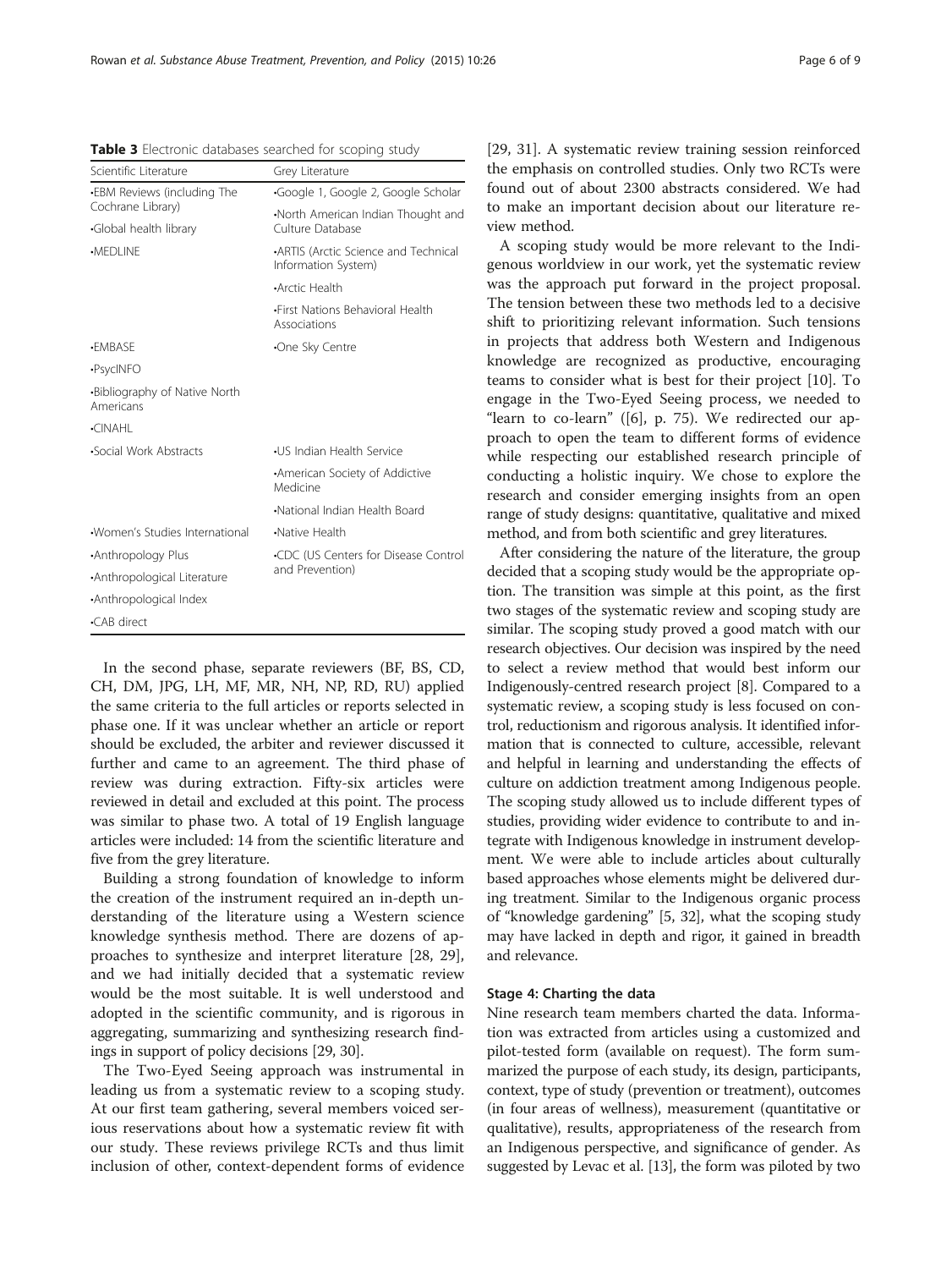**Table 3** Electronic databases searched for scoping study

| Scientific Literature | Grey Literature |
| --- | --- |
| •EBM Reviews (including The Cochrane Library) | •Google 1, Google 2, Google Scholar |
| •Global health library | •North American Indian Thought and Culture Database |
| •MEDLINE | •ARTIS (Arctic Science and Technical Information System) |
| | •Arctic Health |
| | •First Nations Behavioral Health Associations |
| •EMBASE | •One Sky Centre |
| •PsycINFO | |
| •Bibliography of Native North Americans | |
| •CINAHL | |
| •Social Work Abstracts | •US Indian Health Service |
| | •American Society of Addictive Medicine |
| | •National Indian Health Board |
| •Women's Studies International | •Native Health |
| •Anthropology Plus | •CDC (US Centers for Disease Control and Prevention) |
| •Anthropological Literature | |
| •Anthropological Index | |
| •CAB direct | |

In the second phase, separate reviewers (BF, BS, CD, CH, DM, JPG, LH, MF, MR, NH, NP, RD, RU) applied the same criteria to the full articles or reports selected in phase one. If it was unclear whether an article or report should be excluded, the arbiter and reviewer discussed it further and came to an agreement. The third phase of review was during extraction. Fifty-six articles were reviewed in detail and excluded at this point. The process was similar to phase two. A total of 19 English language articles were included: 14 from the scientific literature and five from the grey literature.

Building a strong foundation of knowledge to inform the creation of the instrument required an in-depth understanding of the literature using a Western science knowledge synthesis method. There are dozens of approaches to synthesize and interpret literature [28, 29], and we had initially decided that a systematic review would be the most suitable. It is well understood and adopted in the scientific community, and is rigorous in aggregating, summarizing and synthesizing research findings in support of policy decisions [29, 30].

The Two-Eyed Seeing approach was instrumental in leading us from a systematic review to a scoping study. At our first team gathering, several members voiced serious reservations about how a systematic review fit with our study. These reviews privilege RCTs and thus limit inclusion of other, context-dependent forms of evidence [29, 31]. A systematic review training session reinforced the emphasis on controlled studies. Only two RCTs were found out of about 2300 abstracts considered. We had to make an important decision about our literature review method.

A scoping study would be more relevant to the Indigenous worldview in our work, yet the systematic review was the approach put forward in the project proposal. The tension between these two methods led to a decisive shift to prioritizing relevant information. Such tensions in projects that address both Western and Indigenous knowledge are recognized as productive, encouraging teams to consider what is best for their project [10]. To engage in the Two-Eyed Seeing process, we needed to "learn to co-learn" ([6], p. 75). We redirected our approach to open the team to different forms of evidence while respecting our established research principle of conducting a holistic inquiry. We chose to explore the research and consider emerging insights from an open range of study designs: quantitative, qualitative and mixed method, and from both scientific and grey literatures.

After considering the nature of the literature, the group decided that a scoping study would be the appropriate option. The transition was simple at this point, as the first two stages of the systematic review and scoping study are similar. The scoping study proved a good match with our research objectives. Our decision was inspired by the need to select a review method that would best inform our Indigenously-centred research project [8]. Compared to a systematic review, a scoping study is less focused on control, reductionism and rigorous analysis. It identified information that is connected to culture, accessible, relevant and helpful in learning and understanding the effects of culture on addiction treatment among Indigenous people. The scoping study allowed us to include different types of studies, providing wider evidence to contribute to and integrate with Indigenous knowledge in instrument development. We were able to include articles about culturally based approaches whose elements might be delivered during treatment. Similar to the Indigenous organic process of "knowledge gardening" [5, 32], what the scoping study may have lacked in depth and rigor, it gained in breadth and relevance.

#### Stage 4: Charting the data

Nine research team members charted the data. Information was extracted from articles using a customized and pilot-tested form (available on request). The form summarized the purpose of each study, its design, participants, context, type of study (prevention or treatment), outcomes (in four areas of wellness), measurement (quantitative or qualitative), results, appropriateness of the research from an Indigenous perspective, and significance of gender. As suggested by Levac et al. [13], the form was piloted by two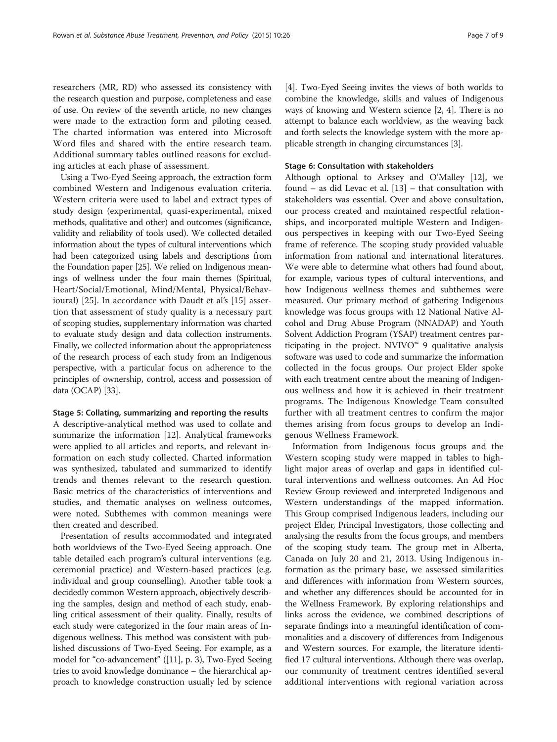researchers (MR, RD) who assessed its consistency with the research question and purpose, completeness and ease of use. On review of the seventh article, no new changes were made to the extraction form and piloting ceased. The charted information was entered into Microsoft Word files and shared with the entire research team. Additional summary tables outlined reasons for excluding articles at each phase of assessment.

Using a Two-Eyed Seeing approach, the extraction form combined Western and Indigenous evaluation criteria. Western criteria were used to label and extract types of study design (experimental, quasi-experimental, mixed methods, qualitative and other) and outcomes (significance, validity and reliability of tools used). We collected detailed information about the types of cultural interventions which had been categorized using labels and descriptions from the Foundation paper [25]. We relied on Indigenous meanings of wellness under the four main themes (Spiritual, Heart/Social/Emotional, Mind/Mental, Physical/Behavioural) [25]. In accordance with Daudt et al's [15] assertion that assessment of study quality is a necessary part of scoping studies, supplementary information was charted to evaluate study design and data collection instruments. Finally, we collected information about the appropriateness of the research process of each study from an Indigenous perspective, with a particular focus on adherence to the principles of ownership, control, access and possession of data (OCAP) [33].

### Stage 5: Collating, summarizing and reporting the results

A descriptive-analytical method was used to collate and summarize the information [12]. Analytical frameworks were applied to all articles and reports, and relevant information on each study collected. Charted information was synthesized, tabulated and summarized to identify trends and themes relevant to the research question. Basic metrics of the characteristics of interventions and studies, and thematic analyses on wellness outcomes, were noted. Subthemes with common meanings were then created and described.

Presentation of results accommodated and integrated both worldviews of the Two-Eyed Seeing approach. One table detailed each program's cultural interventions (e.g. ceremonial practice) and Western-based practices (e.g. individual and group counselling). Another table took a decidedly common Western approach, objectively describing the samples, design and method of each study, enabling critical assessment of their quality. Finally, results of each study were categorized in the four main areas of Indigenous wellness. This method was consistent with published discussions of Two-Eyed Seeing. For example, as a model for "co-advancement" ([11], p. 3), Two-Eyed Seeing tries to avoid knowledge dominance – the hierarchical approach to knowledge construction usually led by science [4]. Two-Eyed Seeing invites the views of both worlds to combine the knowledge, skills and values of Indigenous ways of knowing and Western science [2, 4]. There is no attempt to balance each worldview, as the weaving back and forth selects the knowledge system with the more applicable strength in changing circumstances [3].

### Stage 6: Consultation with stakeholders

Although optional to Arksey and O'Malley [12], we found – as did Levac et al. [13] – that consultation with stakeholders was essential. Over and above consultation, our process created and maintained respectful relationships, and incorporated multiple Western and Indigenous perspectives in keeping with our Two-Eyed Seeing frame of reference. The scoping study provided valuable information from national and international literatures. We were able to determine what others had found about, for example, various types of cultural interventions, and how Indigenous wellness themes and subthemes were measured. Our primary method of gathering Indigenous knowledge was focus groups with 12 National Native Alcohol and Drug Abuse Program (NNADAP) and Youth Solvent Addiction Program (YSAP) treatment centres participating in the project. NVIVO™ 9 qualitative analysis software was used to code and summarize the information collected in the focus groups. Our project Elder spoke with each treatment centre about the meaning of Indigenous wellness and how it is achieved in their treatment programs. The Indigenous Knowledge Team consulted further with all treatment centres to confirm the major themes arising from focus groups to develop an Indigenous Wellness Framework.

Information from Indigenous focus groups and the Western scoping study were mapped in tables to highlight major areas of overlap and gaps in identified cultural interventions and wellness outcomes. An Ad Hoc Review Group reviewed and interpreted Indigenous and Western understandings of the mapped information. This Group comprised Indigenous leaders, including our project Elder, Principal Investigators, those collecting and analysing the results from the focus groups, and members of the scoping study team. The group met in Alberta, Canada on July 20 and 21, 2013. Using Indigenous information as the primary base, we assessed similarities and differences with information from Western sources, and whether any differences should be accounted for in the Wellness Framework. By exploring relationships and links across the evidence, we combined descriptions of separate findings into a meaningful identification of commonalities and a discovery of differences from Indigenous and Western sources. For example, the literature identified 17 cultural interventions. Although there was overlap, our community of treatment centres identified several additional interventions with regional variation across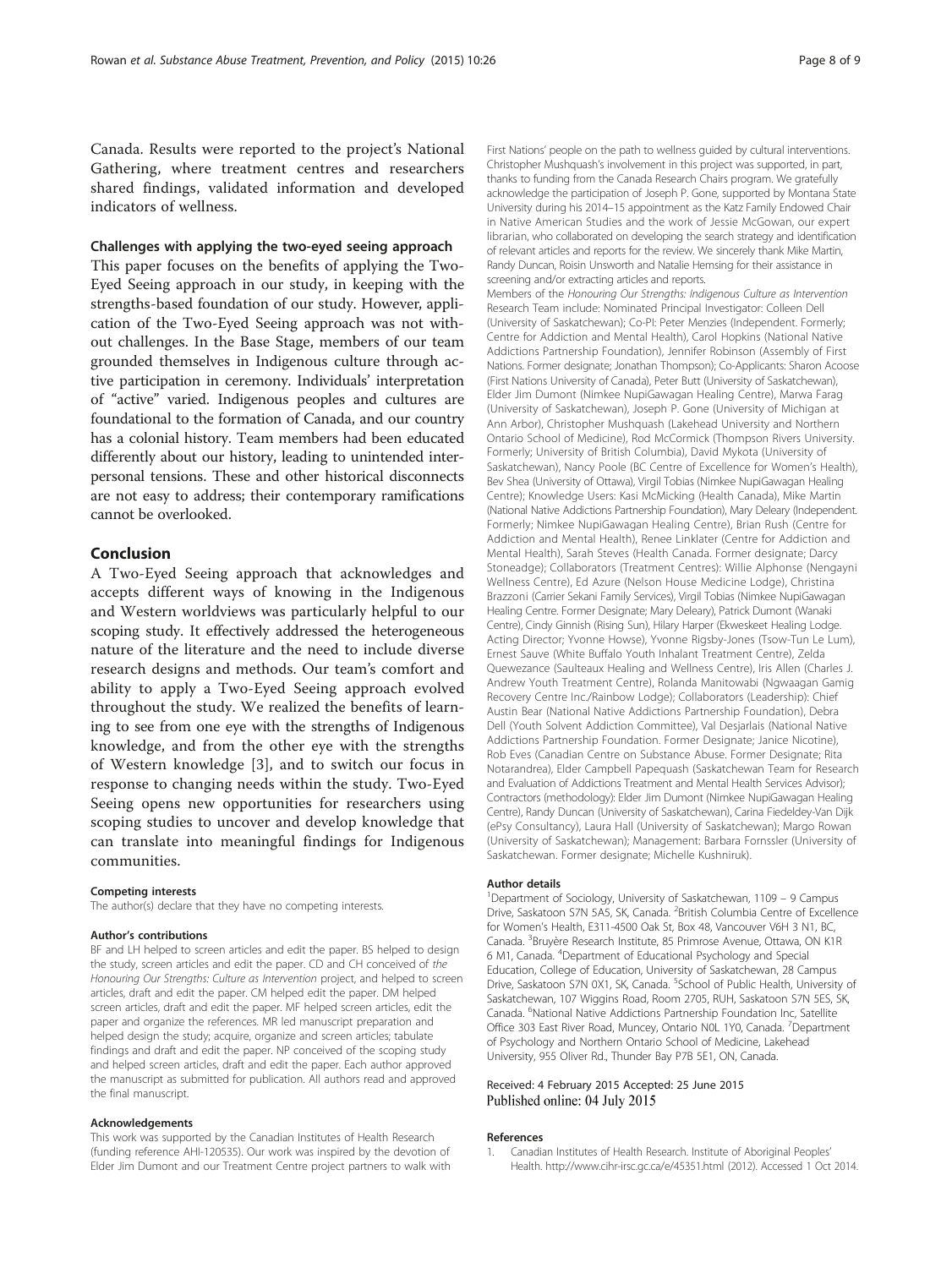Canada. Results were reported to the project's National Gathering, where treatment centres and researchers shared findings, validated information and developed indicators of wellness.

### Challenges with applying the two-eyed seeing approach

This paper focuses on the benefits of applying the Two-Eyed Seeing approach in our study, in keeping with the strengths-based foundation of our study. However, application of the Two-Eyed Seeing approach was not without challenges. In the Base Stage, members of our team grounded themselves in Indigenous culture through active participation in ceremony. Individuals' interpretation of "active" varied. Indigenous peoples and cultures are foundational to the formation of Canada, and our country has a colonial history. Team members had been educated differently about our history, leading to unintended interpersonal tensions. These and other historical disconnects are not easy to address; their contemporary ramifications cannot be overlooked.

## Conclusion

A Two-Eyed Seeing approach that acknowledges and accepts different ways of knowing in the Indigenous and Western worldviews was particularly helpful to our scoping study. It effectively addressed the heterogeneous nature of the literature and the need to include diverse research designs and methods. Our team's comfort and ability to apply a Two-Eyed Seeing approach evolved throughout the study. We realized the benefits of learning to see from one eye with the strengths of Indigenous knowledge, and from the other eye with the strengths of Western knowledge [3], and to switch our focus in response to changing needs within the study. Two-Eyed Seeing opens new opportunities for researchers using scoping studies to uncover and develop knowledge that can translate into meaningful findings for Indigenous communities.

#### Competing interests

The author(s) declare that they have no competing interests.

#### Author's contributions

BF and LH helped to screen articles and edit the paper. BS helped to design the study, screen articles and edit the paper. CD and CH conceived of *the Honouring Our Strengths: Culture as Intervention* project, and helped to screen articles, draft and edit the paper. CM helped edit the paper. DM helped screen articles, draft and edit the paper. MF helped screen articles, edit the paper and organize the references. MR led manuscript preparation and helped design the study; acquire, organize and screen articles; tabulate findings and draft and edit the paper. NP conceived of the scoping study and helped screen articles, draft and edit the paper. Each author approved the manuscript as submitted for publication. All authors read and approved the final manuscript.

#### Acknowledgements

This work was supported by the Canadian Institutes of Health Research (funding reference AHI-120535). Our work was inspired by the devotion of Elder Jim Dumont and our Treatment Centre project partners to walk with First Nations' people on the path to wellness guided by cultural interventions. Christopher Mushquash's involvement in this project was supported, in part, thanks to funding from the Canada Research Chairs program. We gratefully acknowledge the participation of Joseph P. Gone, supported by Montana State University during his 2014–15 appointment as the Katz Family Endowed Chair in Native American Studies and the work of Jessie McGowan, our expert librarian, who collaborated on developing the search strategy and identification of relevant articles and reports for the review. We sincerely thank Mike Martin, Randy Duncan, Roisin Unsworth and Natalie Hemsing for their assistance in screening and/or extracting articles and reports.

Members of the *Honouring Our Strengths: Indigenous Culture as Intervention* Research Team include: Nominated Principal Investigator: Colleen Dell (University of Saskatchewan); Co-PI: Peter Menzies (Independent. Formerly; Centre for Addiction and Mental Health), Carol Hopkins (National Native Addictions Partnership Foundation), Jennifer Robinson (Assembly of First Nations. Former designate; Jonathan Thompson); Co-Applicants: Sharon Acoose (First Nations University of Canada), Peter Butt (University of Saskatchewan), Elder Jim Dumont (Nimkee NupiGawagan Healing Centre), Marwa Farag (University of Saskatchewan), Joseph P. Gone (University of Michigan at Ann Arbor), Christopher Mushquash (Lakehead University and Northern Ontario School of Medicine), Rod McCormick (Thompson Rivers University. Formerly; University of British Columbia), David Mykota (University of Saskatchewan), Nancy Poole (BC Centre of Excellence for Women's Health), Bev Shea (University of Ottawa), Virgil Tobias (Nimkee NupiGawagan Healing Centre); Knowledge Users: Kasi McMicking (Health Canada), Mike Martin (National Native Addictions Partnership Foundation), Mary Deleary (Independent. Formerly; Nimkee NupiGawagan Healing Centre), Brian Rush (Centre for Addiction and Mental Health), Renee Linklater (Centre for Addiction and Mental Health), Sarah Steves (Health Canada. Former designate; Darcy Stoneadge); Collaborators (Treatment Centres): Willie Alphonse (Nengayni Wellness Centre), Ed Azure (Nelson House Medicine Lodge), Christina Brazzoni (Carrier Sekani Family Services), Virgil Tobias (Nimkee NupiGawagan Healing Centre. Former Designate; Mary Deleary), Patrick Dumont (Wanaki Centre), Cindy Ginnish (Rising Sun), Hilary Harper (Ekwesheet Healing Lodge. Acting Director; Yvonne Howse), Yvonne Rigsby-Jones (Tsow-Tun Le Lum), Ernest Sauve (White Buffalo Youth Inhalant Treatment Centre), Zelda Quewezance (Saulteaux Healing and Wellness Centre), Iris Allen (Charles J. Andrew Youth Treatment Centre), Rolanda Manitowabi (Ngwaagan Gamig Recovery Centre Inc./Rainbow Lodge); Collaborators (Leadership): Chief Austin Bear (National Native Addictions Partnership Foundation), Debra Dell (Youth Solvent Addiction Committee), Val Desjarlais (National Native Addictions Partnership Foundation. Former Designate; Janice Nicotine), Rob Eves (Canadian Centre on Substance Abuse. Former Designate; Rita Notarandrea), Elder Campbell Papequash (Saskatchewan Team for Research and Evaluation of Addictions Treatment and Mental Health Services Advisor); Contractors (methodology): Elder Jim Dumont (Nimkee NupiGawagan Healing Centre), Randy Duncan (University of Saskatchewan), Carina Fiedeldey-Van Dijk (ePsy Consultancy), Laura Hall (University of Saskatchewan); Margo Rowan (University of Saskatchewan); Management: Barbara Fornssler (University of Saskatchewan. Former designate; Michelle Kushniruk).

#### Author details

[1]Department of Sociology, University of Saskatchewan, 1109 – 9 Campus Drive, Saskatoon S7N 5A5, SK, Canada. [2]British Columbia Centre of Excellence for Women's Health, E311-4500 Oak St, Box 48, Vancouver V6H 3 N1, BC, Canada. [3]Bruyère Research Institute, 85 Primrose Avenue, Ottawa, ON K1R 6 M1, Canada. [4]Department of Educational Psychology and Special Education, College of Education, University of Saskatchewan, 28 Campus Drive, Saskatoon S7N 0X1, SK, Canada. [5]School of Public Health, University of Saskatchewan, 107 Wiggins Road, Room 2705, RUH, Saskatoon S7N 5E5, SK, Canada. [6]National Native Addictions Partnership Foundation Inc, Satellite Office 303 East River Road, Muncey, Ontario N0L 1Y0, Canada. [7]Department of Psychology and Northern Ontario School of Medicine, Lakehead University, 955 Oliver Rd., Thunder Bay P7B 5E1, ON, Canada.

Received: 4 February 2015 Accepted: 25 June 2015
Published online: 04 July 2015

#### References

1. Canadian Institutes of Health Research. Institute of Aboriginal Peoples' Health. http://www.cihr-irsc.gc.ca/e/45351.html (2012). Accessed 1 Oct 2014.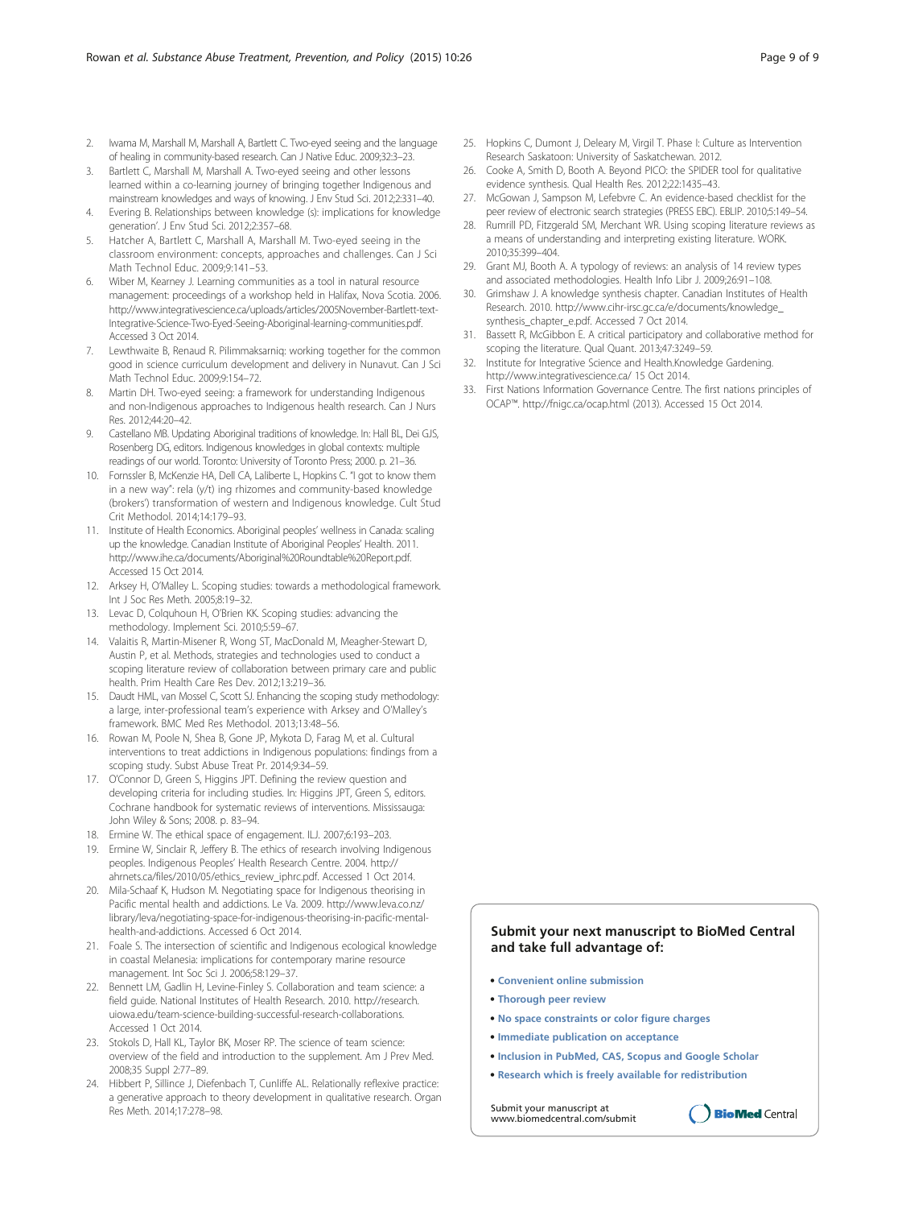2. Iwama M, Marshall M, Marshall A, Bartlett C. Two-eyed seeing and the language of healing in community-based research. Can J Native Educ. 2009;32:3–23.
3. Bartlett C, Marshall M, Marshall A. Two-eyed seeing and other lessons learned within a co-learning journey of bringing together Indigenous and mainstream knowledges and ways of knowing. J Env Stud Sci. 2012;2:331–40.
4. Evering B. Relationships between knowledge (s): implications for knowledge generation'. J Env Stud Sci. 2012;2:357–68.
5. Hatcher A, Bartlett C, Marshall A, Marshall M. Two-eyed seeing in the classroom environment: concepts, approaches and challenges. Can J Sci Math Technol Educ. 2009;9:141–53.
6. Wiber M, Kearney J. Learning communities as a tool in natural resource management: proceedings of a workshop held in Halifax, Nova Scotia. 2006. http://www.integrativescience.ca/uploads/articles/2005November-Bartlett-text-Integrative-Science-Two-Eyed-Seeing-Aboriginal-learning-communities.pdf. Accessed 3 Oct 2014.
7. Lewthwaite B, Renaud R. Pilimmaksarniq: working together for the common good in science curriculum development and delivery in Nunavut. Can J Sci Math Technol Educ. 2009;9:154–72.
8. Martin DH. Two-eyed seeing: a framework for understanding Indigenous and non-Indigenous approaches to Indigenous health research. Can J Nurs Res. 2012;44:20–42.
9. Castellano MB. Updating Aboriginal traditions of knowledge. In: Hall BL, Dei GJS, Rosenberg DG, editors. Indigenous knowledges in global contexts: multiple readings of our world. Toronto: University of Toronto Press; 2000. p. 21–36.
10. Fornssler B, McKenzie HA, Dell CA, Laliberte L, Hopkins C. "I got to know them in a new way": rela (y/t) ing rhizomes and community-based knowledge (brokers') transformation of western and Indigenous knowledge. Cult Stud Crit Methodol. 2014;14:179–93.
11. Institute of Health Economics. Aboriginal peoples' wellness in Canada: scaling up the knowledge. Canadian Institute of Aboriginal Peoples' Health. 2011. http://www.ihe.ca/documents/Aboriginal%20Roundtable%20Report.pdf. Accessed 15 Oct 2014.
12. Arksey H, O'Malley L. Scoping studies: towards a methodological framework. Int J Soc Res Meth. 2005;8:19–32.
13. Levac D, Colquhoun H, O'Brien KK. Scoping studies: advancing the methodology. Implement Sci. 2010;5:59–67.
14. Valaitis R, Martin-Misener R, Wong ST, MacDonald M, Meagher-Stewart D, Austin P, et al. Methods, strategies and technologies used to conduct a scoping literature review of collaboration between primary care and public health. Prim Health Care Res Dev. 2012;13:219–36.
15. Daudt HML, van Mossel C, Scott SJ. Enhancing the scoping study methodology: a large, inter-professional team's experience with Arksey and O'Malley's framework. BMC Med Res Methodol. 2013;13:48–56.
16. Rowan M, Poole N, Shea B, Gone JP, Mykota D, Farag M, et al. Cultural interventions to treat addictions in Indigenous populations: findings from a scoping study. Subst Abuse Treat Pr. 2014;9:34–59.
17. O'Connor D, Green S, Higgins JPT. Defining the review question and developing criteria for including studies. In: Higgins JPT, Green S, editors. Cochrane handbook for systematic reviews of interventions. Mississauga: John Wiley & Sons; 2008. p. 83–94.
18. Ermine W. The ethical space of engagement. ILJ. 2007;6:193–203.
19. Ermine W, Sinclair R, Jeffery B. The ethics of research involving Indigenous peoples. Indigenous Peoples' Health Research Centre. 2004. http://ahrnets.ca/files/2010/05/ethics_review_iphrc.pdf. Accessed 1 Oct 2014.
20. Mila-Schaaf K, Hudson M. Negotiating space for Indigenous theorising in Pacific mental health and addictions. Le Va. 2009. http://www.leva.co.nz/library/leva/negotiating-space-for-indigenous-theorising-in-pacific-mental-health-and-addictions. Accessed 6 Oct 2014.
21. Foale S. The intersection of scientific and Indigenous ecological knowledge in coastal Melanesia: implications for contemporary marine resource management. Int Soc Sci J. 2006;58:129–37.
22. Bennett LM, Gadlin H, Levine-Finley S. Collaboration and team science: a field guide. National Institutes of Health Research. 2010. http://research.uiowa.edu/team-science-building-successful-research-collaborations. Accessed 1 Oct 2014.
23. Stokols D, Hall KL, Taylor BK, Moser RP. The science of team science: overview of the field and introduction to the supplement. Am J Prev Med. 2008;35 Suppl 2:77–89.
24. Hibbert P, Sillince J, Diefenbach T, Cunliffe AL. Relationally reflexive practice: a generative approach to theory development in qualitative research. Organ Res Meth. 2014;17:278–98.
25. Hopkins C, Dumont J, Deleary M, Virgil T. Phase I: Culture as Intervention Research Saskatoon: University of Saskatchewan. 2012.
26. Cooke A, Smith D, Booth A. Beyond PICO: the SPIDER tool for qualitative evidence synthesis. Qual Health Res. 2012;22:1435–43.
27. McGowan J, Sampson M, Lefebvre C. An evidence-based checklist for the peer review of electronic search strategies (PRESS EBC). EBLIP. 2010;5:149–54.
28. Rumrill PD, Fitzgerald SM, Merchant WR. Using scoping literature reviews as a means of understanding and interpreting existing literature. WORK. 2010;35:399–404.
29. Grant MJ, Booth A. A typology of reviews: an analysis of 14 review types and associated methodologies. Health Info Libr J. 2009;26:91–108.
30. Grimshaw J. A knowledge synthesis chapter. Canadian Institutes of Health Research. 2010. http://www.cihr-irsc.gc.ca/e/documents/knowledge_synthesis_chapter_e.pdf. Accessed 7 Oct 2014.
31. Bassett R, McGibbon E. A critical participatory and collaborative method for scoping the literature. Qual Quant. 2013;47:3249–59.
32. Institute for Integrative Science and Health.Knowledge Gardening. http://www.integrativescience.ca/ 15 Oct 2014.
33. First Nations Information Governance Centre. The first nations principles of OCAP™. http://fnigc.ca/ocap.html (2013). Accessed 15 Oct 2014.

**Submit your next manuscript to BioMed Central and take full advantage of:**

- **Convenient online submission**
- **Thorough peer review**
- **No space constraints or color figure charges**
- **Immediate publication on acceptance**
- **Inclusion in PubMed, CAS, Scopus and Google Scholar**
- **Research which is freely available for redistribution**

Submit your manuscript at www.biomedcentral.com/submit

BioMed Central